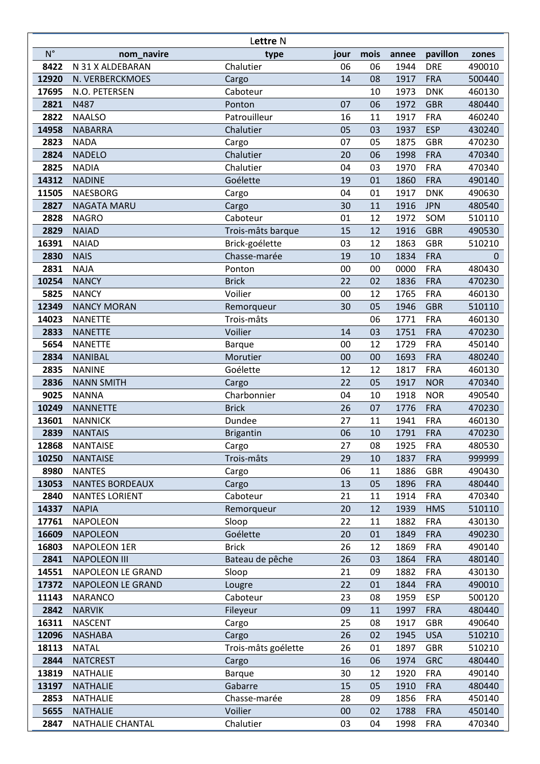## Lettre N

| N° | nom_navire | type | jour | mois | annee | pavillon | zones |
|---|---|---|---|---|---|---|---|
| 8422 | N 31 X ALDEBARAN | Chalutier | 06 | 06 | 1944 | DRE | 490010 |
| 12920 | N. VERBERCKMOES | Cargo | 14 | 08 | 1917 | FRA | 500440 |
| 17695 | N.O. PETERSEN | Caboteur | | 10 | 1973 | DNK | 460130 |
| 2821 | N487 | Ponton | 07 | 06 | 1972 | GBR | 480440 |
| 2822 | NAALSO | Patrouilleur | 16 | 11 | 1917 | FRA | 460240 |
| 14958 | NABARRA | Chalutier | 05 | 03 | 1937 | ESP | 430240 |
| 2823 | NADA | Cargo | 07 | 05 | 1875 | GBR | 470230 |
| 2824 | NADELO | Chalutier | 20 | 06 | 1998 | FRA | 470340 |
| 2825 | NADIA | Chalutier | 04 | 03 | 1970 | FRA | 470340 |
| 14312 | NADINE | Goélette | 19 | 01 | 1860 | FRA | 490140 |
| 11505 | NAESBORG | Cargo | 04 | 01 | 1917 | DNK | 490630 |
| 2827 | NAGATA MARU | Cargo | 30 | 11 | 1916 | JPN | 480540 |
| 2828 | NAGRO | Caboteur | 01 | 12 | 1972 | SOM | 510110 |
| 2829 | NAIAD | Trois-mâts barque | 15 | 12 | 1916 | GBR | 490530 |
| 16391 | NAIAD | Brick-goélette | 03 | 12 | 1863 | GBR | 510210 |
| 2830 | NAIS | Chasse-marée | 19 | 10 | 1834 | FRA | 0 |
| 2831 | NAJA | Ponton | 00 | 00 | 0000 | FRA | 480430 |
| 10254 | NANCY | Brick | 22 | 02 | 1836 | FRA | 470230 |
| 5825 | NANCY | Voilier | 00 | 12 | 1765 | FRA | 460130 |
| 12349 | NANCY MORAN | Remorqueur | 30 | 05 | 1946 | GBR | 510110 |
| 14023 | NANETTE | Trois-mâts | | 06 | 1771 | FRA | 460130 |
| 2833 | NANETTE | Voilier | 14 | 03 | 1751 | FRA | 470230 |
| 5654 | NANETTE | Barque | 00 | 12 | 1729 | FRA | 450140 |
| 2834 | NANIBAL | Morutier | 00 | 00 | 1693 | FRA | 480240 |
| 2835 | NANINE | Goélette | 12 | 12 | 1817 | FRA | 460130 |
| 2836 | NANN SMITH | Cargo | 22 | 05 | 1917 | NOR | 470340 |
| 9025 | NANNA | Charbonnier | 04 | 10 | 1918 | NOR | 490540 |
| 10249 | NANNETTE | Brick | 26 | 07 | 1776 | FRA | 470230 |
| 13601 | NANNICK | Dundee | 27 | 11 | 1941 | FRA | 460130 |
| 2839 | NANTAIS | Brigantin | 06 | 10 | 1791 | FRA | 470230 |
| 12868 | NANTAISE | Cargo | 27 | 08 | 1925 | FRA | 480530 |
| 10250 | NANTAISE | Trois-mâts | 29 | 10 | 1837 | FRA | 999999 |
| 8980 | NANTES | Cargo | 06 | 11 | 1886 | GBR | 490430 |
| 13053 | NANTES BORDEAUX | Cargo | 13 | 05 | 1896 | FRA | 480440 |
| 2840 | NANTES LORIENT | Caboteur | 21 | 11 | 1914 | FRA | 470340 |
| 14337 | NAPIA | Remorqueur | 20 | 12 | 1939 | HMS | 510110 |
| 17761 | NAPOLEON | Sloop | 22 | 11 | 1882 | FRA | 430130 |
| 16609 | NAPOLEON | Goélette | 20 | 01 | 1849 | FRA | 490230 |
| 16803 | NAPOLEON 1ER | Brick | 26 | 12 | 1869 | FRA | 490140 |
| 2841 | NAPOLEON III | Bateau de pêche | 26 | 03 | 1864 | FRA | 480140 |
| 14551 | NAPOLEON LE GRAND | Sloop | 21 | 09 | 1882 | FRA | 430130 |
| 17372 | NAPOLEON LE GRAND | Lougre | 22 | 01 | 1844 | FRA | 490010 |
| 11143 | NARANCO | Caboteur | 23 | 08 | 1959 | ESP | 500120 |
| 2842 | NARVIK | Fileyeur | 09 | 11 | 1997 | FRA | 480440 |
| 16311 | NASCENT | Cargo | 25 | 08 | 1917 | GBR | 490640 |
| 12096 | NASHABA | Cargo | 26 | 02 | 1945 | USA | 510210 |
| 18113 | NATAL | Trois-mâts goélette | 26 | 01 | 1897 | GBR | 510210 |
| 2844 | NATCREST | Cargo | 16 | 06 | 1974 | GRC | 480440 |
| 13819 | NATHALIE | Barque | 30 | 12 | 1920 | FRA | 490140 |
| 13197 | NATHALIE | Gabarre | 15 | 05 | 1910 | FRA | 480440 |
| 2853 | NATHALIE | Chasse-marée | 28 | 09 | 1856 | FRA | 450140 |
| 5655 | NATHALIE | Voilier | 00 | 02 | 1788 | FRA | 450140 |
| 2847 | NATHALIE CHANTAL | Chalutier | 03 | 04 | 1998 | FRA | 470340 |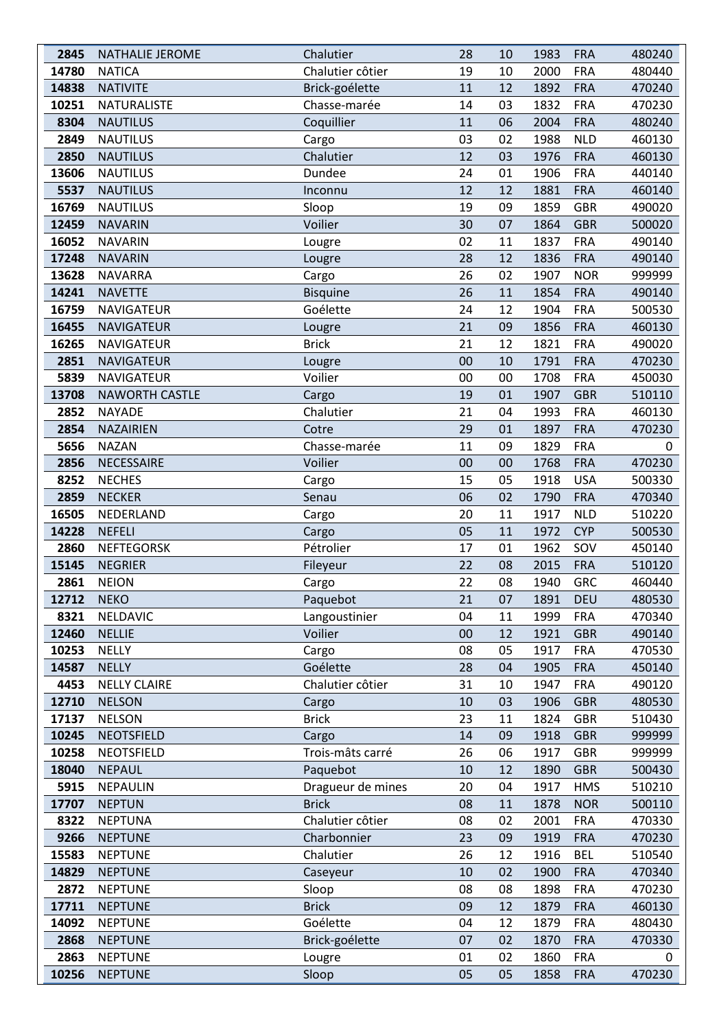| | | | | | | | |
|---|---|---|---|---|---|---|---|
| 2845 | NATHALIE JEROME | Chalutier | 28 | 10 | 1983 | FRA | 480240 |
| 14780 | NATICA | Chalutier côtier | 19 | 10 | 2000 | FRA | 480440 |
| 14838 | NATIVITE | Brick-goélette | 11 | 12 | 1892 | FRA | 470240 |
| 10251 | NATURALISTE | Chasse-marée | 14 | 03 | 1832 | FRA | 470230 |
| 8304 | NAUTILUS | Coquillier | 11 | 06 | 2004 | FRA | 480240 |
| 2849 | NAUTILUS | Cargo | 03 | 02 | 1988 | NLD | 460130 |
| 2850 | NAUTILUS | Chalutier | 12 | 03 | 1976 | FRA | 460130 |
| 13606 | NAUTILUS | Dundee | 24 | 01 | 1906 | FRA | 440140 |
| 5537 | NAUTILUS | Inconnu | 12 | 12 | 1881 | FRA | 460140 |
| 16769 | NAUTILUS | Sloop | 19 | 09 | 1859 | GBR | 490020 |
| 12459 | NAVARIN | Voilier | 30 | 07 | 1864 | GBR | 500020 |
| 16052 | NAVARIN | Lougre | 02 | 11 | 1837 | FRA | 490140 |
| 17248 | NAVARIN | Lougre | 28 | 12 | 1836 | FRA | 490140 |
| 13628 | NAVARRA | Cargo | 26 | 02 | 1907 | NOR | 999999 |
| 14241 | NAVETTE | Bisquine | 26 | 11 | 1854 | FRA | 490140 |
| 16759 | NAVIGATEUR | Goélette | 24 | 12 | 1904 | FRA | 500530 |
| 16455 | NAVIGATEUR | Lougre | 21 | 09 | 1856 | FRA | 460130 |
| 16265 | NAVIGATEUR | Brick | 21 | 12 | 1821 | FRA | 490020 |
| 2851 | NAVIGATEUR | Lougre | 00 | 10 | 1791 | FRA | 470230 |
| 5839 | NAVIGATEUR | Voilier | 00 | 00 | 1708 | FRA | 450030 |
| 13708 | NAWORTH CASTLE | Cargo | 19 | 01 | 1907 | GBR | 510110 |
| 2852 | NAYADE | Chalutier | 21 | 04 | 1993 | FRA | 460130 |
| 2854 | NAZAIRIEN | Cotre | 29 | 01 | 1897 | FRA | 470230 |
| 5656 | NAZAN | Chasse-marée | 11 | 09 | 1829 | FRA | 0 |
| 2856 | NECESSAIRE | Voilier | 00 | 00 | 1768 | FRA | 470230 |
| 8252 | NECHES | Cargo | 15 | 05 | 1918 | USA | 500330 |
| 2859 | NECKER | Senau | 06 | 02 | 1790 | FRA | 470340 |
| 16505 | NEDERLAND | Cargo | 20 | 11 | 1917 | NLD | 510220 |
| 14228 | NEFELI | Cargo | 05 | 11 | 1972 | CYP | 500530 |
| 2860 | NEFTEGORSK | Pétrolier | 17 | 01 | 1962 | SOV | 450140 |
| 15145 | NEGRIER | Fileyeur | 22 | 08 | 2015 | FRA | 510120 |
| 2861 | NEION | Cargo | 22 | 08 | 1940 | GRC | 460440 |
| 12712 | NEKO | Paquebot | 21 | 07 | 1891 | DEU | 480530 |
| 8321 | NELDAVIC | Langoustinier | 04 | 11 | 1999 | FRA | 470340 |
| 12460 | NELLIE | Voilier | 00 | 12 | 1921 | GBR | 490140 |
| 10253 | NELLY | Cargo | 08 | 05 | 1917 | FRA | 470530 |
| 14587 | NELLY | Goélette | 28 | 04 | 1905 | FRA | 450140 |
| 4453 | NELLY CLAIRE | Chalutier côtier | 31 | 10 | 1947 | FRA | 490120 |
| 12710 | NELSON | Cargo | 10 | 03 | 1906 | GBR | 480530 |
| 17137 | NELSON | Brick | 23 | 11 | 1824 | GBR | 510430 |
| 10245 | NEOTSFIELD | Cargo | 14 | 09 | 1918 | GBR | 999999 |
| 10258 | NEOTSFIELD | Trois-mâts carré | 26 | 06 | 1917 | GBR | 999999 |
| 18040 | NEPAUL | Paquebot | 10 | 12 | 1890 | GBR | 500430 |
| 5915 | NEPAULIN | Dragueur de mines | 20 | 04 | 1917 | HMS | 510210 |
| 17707 | NEPTUN | Brick | 08 | 11 | 1878 | NOR | 500110 |
| 8322 | NEPTUNA | Chalutier côtier | 08 | 02 | 2001 | FRA | 470330 |
| 9266 | NEPTUNE | Charbonnier | 23 | 09 | 1919 | FRA | 470230 |
| 15583 | NEPTUNE | Chalutier | 26 | 12 | 1916 | BEL | 510540 |
| 14829 | NEPTUNE | Caseyeur | 10 | 02 | 1900 | FRA | 470340 |
| 2872 | NEPTUNE | Sloop | 08 | 08 | 1898 | FRA | 470230 |
| 17711 | NEPTUNE | Brick | 09 | 12 | 1879 | FRA | 460130 |
| 14092 | NEPTUNE | Goélette | 04 | 12 | 1879 | FRA | 480430 |
| 2868 | NEPTUNE | Brick-goélette | 07 | 02 | 1870 | FRA | 470330 |
| 2863 | NEPTUNE | Lougre | 01 | 02 | 1860 | FRA | 0 |
| 10256 | NEPTUNE | Sloop | 05 | 05 | 1858 | FRA | 470230 |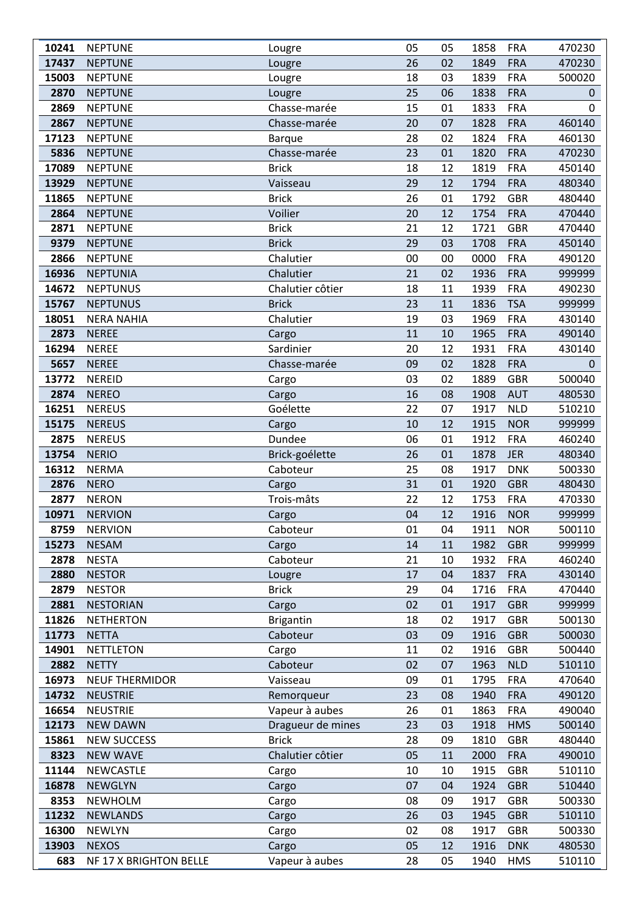| | | | | | | | |
|---|---|---|---|---|---|---|---|
| **10241** | NEPTUNE | Lougre | 05 | 05 | 1858 | FRA | 470230 |
| **17437** | NEPTUNE | Lougre | 26 | 02 | 1849 | FRA | 470230 |
| **15003** | NEPTUNE | Lougre | 18 | 03 | 1839 | FRA | 500020 |
| **2870** | NEPTUNE | Lougre | 25 | 06 | 1838 | FRA | 0 |
| **2869** | NEPTUNE | Chasse-marée | 15 | 01 | 1833 | FRA | 0 |
| **2867** | NEPTUNE | Chasse-marée | 20 | 07 | 1828 | FRA | 460140 |
| **17123** | NEPTUNE | Barque | 28 | 02 | 1824 | FRA | 460130 |
| **5836** | NEPTUNE | Chasse-marée | 23 | 01 | 1820 | FRA | 470230 |
| **17089** | NEPTUNE | Brick | 18 | 12 | 1819 | FRA | 450140 |
| **13929** | NEPTUNE | Vaisseau | 29 | 12 | 1794 | FRA | 480340 |
| **11865** | NEPTUNE | Brick | 26 | 01 | 1792 | GBR | 480440 |
| **2864** | NEPTUNE | Voilier | 20 | 12 | 1754 | FRA | 470440 |
| **2871** | NEPTUNE | Brick | 21 | 12 | 1721 | GBR | 470440 |
| **9379** | NEPTUNE | Brick | 29 | 03 | 1708 | FRA | 450140 |
| **2866** | NEPTUNE | Chalutier | 00 | 00 | 0000 | FRA | 490120 |
| **16936** | NEPTUNIA | Chalutier | 21 | 02 | 1936 | FRA | 999999 |
| **14672** | NEPTUNUS | Chalutier côtier | 18 | 11 | 1939 | FRA | 490230 |
| **15767** | NEPTUNUS | Brick | 23 | 11 | 1836 | TSA | 999999 |
| **18051** | NERA NAHIA | Chalutier | 19 | 03 | 1969 | FRA | 430140 |
| **2873** | NEREE | Cargo | 11 | 10 | 1965 | FRA | 490140 |
| **16294** | NEREE | Sardinier | 20 | 12 | 1931 | FRA | 430140 |
| **5657** | NEREE | Chasse-marée | 09 | 02 | 1828 | FRA | 0 |
| **13772** | NEREID | Cargo | 03 | 02 | 1889 | GBR | 500040 |
| **2874** | NEREO | Cargo | 16 | 08 | 1908 | AUT | 480530 |
| **16251** | NEREUS | Goélette | 22 | 07 | 1917 | NLD | 510210 |
| **15175** | NEREUS | Cargo | 10 | 12 | 1915 | NOR | 999999 |
| **2875** | NEREUS | Dundee | 06 | 01 | 1912 | FRA | 460240 |
| **13754** | NERIO | Brick-goélette | 26 | 01 | 1878 | JER | 480340 |
| **16312** | NERMA | Caboteur | 25 | 08 | 1917 | DNK | 500330 |
| **2876** | NERO | Cargo | 31 | 01 | 1920 | GBR | 480430 |
| **2877** | NERON | Trois-mâts | 22 | 12 | 1753 | FRA | 470330 |
| **10971** | NERVION | Cargo | 04 | 12 | 1916 | NOR | 999999 |
| **8759** | NERVION | Caboteur | 01 | 04 | 1911 | NOR | 500110 |
| **15273** | NESAM | Cargo | 14 | 11 | 1982 | GBR | 999999 |
| **2878** | NESTA | Caboteur | 21 | 10 | 1932 | FRA | 460240 |
| **2880** | NESTOR | Lougre | 17 | 04 | 1837 | FRA | 430140 |
| **2879** | NESTOR | Brick | 29 | 04 | 1716 | FRA | 470440 |
| **2881** | NESTORIAN | Cargo | 02 | 01 | 1917 | GBR | 999999 |
| **11826** | NETHERTON | Brigantin | 18 | 02 | 1917 | GBR | 500130 |
| **11773** | NETTA | Caboteur | 03 | 09 | 1916 | GBR | 500030 |
| **14901** | NETTLETON | Cargo | 11 | 02 | 1916 | GBR | 500440 |
| **2882** | NETTY | Caboteur | 02 | 07 | 1963 | NLD | 510110 |
| **16973** | NEUF THERMIDOR | Vaisseau | 09 | 01 | 1795 | FRA | 470640 |
| **14732** | NEUSTRIE | Remorqueur | 23 | 08 | 1940 | FRA | 490120 |
| **16654** | NEUSTRIE | Vapeur à aubes | 26 | 01 | 1863 | FRA | 490040 |
| **12173** | NEW DAWN | Dragueur de mines | 23 | 03 | 1918 | HMS | 500140 |
| **15861** | NEW SUCCESS | Brick | 28 | 09 | 1810 | GBR | 480440 |
| **8323** | NEW WAVE | Chalutier côtier | 05 | 11 | 2000 | FRA | 490010 |
| **11144** | NEWCASTLE | Cargo | 10 | 10 | 1915 | GBR | 510110 |
| **16878** | NEWGLYN | Cargo | 07 | 04 | 1924 | GBR | 510440 |
| **8353** | NEWHOLM | Cargo | 08 | 09 | 1917 | GBR | 500330 |
| **11232** | NEWLANDS | Cargo | 26 | 03 | 1945 | GBR | 510110 |
| **16300** | NEWLYN | Cargo | 02 | 08 | 1917 | GBR | 500330 |
| **13903** | NEXOS | Cargo | 05 | 12 | 1916 | DNK | 480530 |
| **683** | NF 17 X BRIGHTON BELLE | Vapeur à aubes | 28 | 05 | 1940 | HMS | 510110 |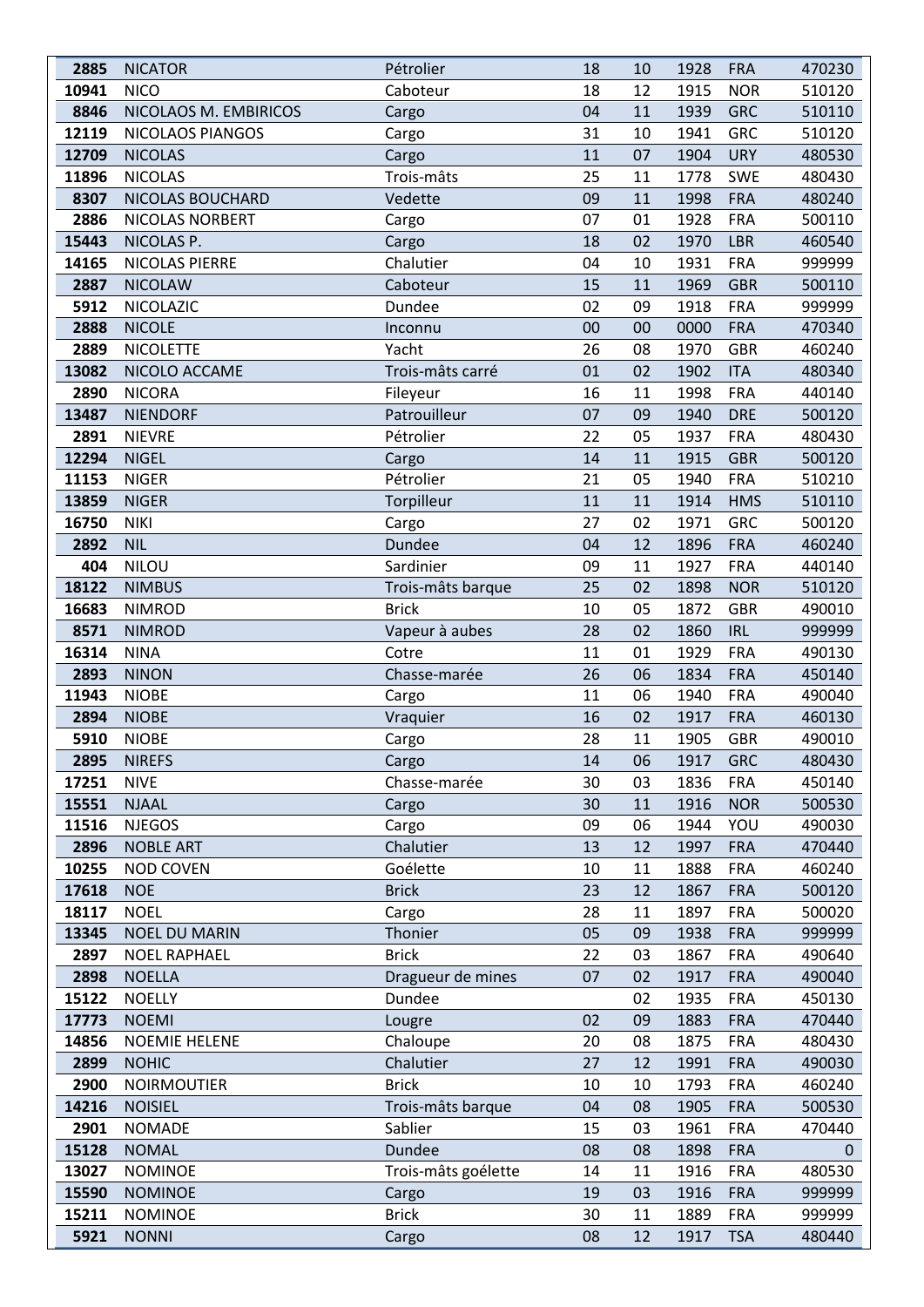| 2885 | NICATOR | Pétrolier | 18 | 10 | 1928 | FRA | 470230 |
|---|---|---|---|---|---|---|---|
| 10941 | NICO | Caboteur | 18 | 12 | 1915 | NOR | 510120 |
| 8846 | NICOLAOS M. EMBIRICOS | Cargo | 04 | 11 | 1939 | GRC | 510110 |
| 12119 | NICOLAOS PIANGOS | Cargo | 31 | 10 | 1941 | GRC | 510120 |
| 12709 | NICOLAS | Cargo | 11 | 07 | 1904 | URY | 480530 |
| 11896 | NICOLAS | Trois-mâts | 25 | 11 | 1778 | SWE | 480430 |
| 8307 | NICOLAS BOUCHARD | Vedette | 09 | 11 | 1998 | FRA | 480240 |
| 2886 | NICOLAS NORBERT | Cargo | 07 | 01 | 1928 | FRA | 500110 |
| 15443 | NICOLAS P. | Cargo | 18 | 02 | 1970 | LBR | 460540 |
| 14165 | NICOLAS PIERRE | Chalutier | 04 | 10 | 1931 | FRA | 999999 |
| 2887 | NICOLAW | Caboteur | 15 | 11 | 1969 | GBR | 500110 |
| 5912 | NICOLAZIC | Dundee | 02 | 09 | 1918 | FRA | 999999 |
| 2888 | NICOLE | Inconnu | 00 | 00 | 0000 | FRA | 470340 |
| 2889 | NICOLETTE | Yacht | 26 | 08 | 1970 | GBR | 460240 |
| 13082 | NICOLO ACCAME | Trois-mâts carré | 01 | 02 | 1902 | ITA | 480340 |
| 2890 | NICORA | Fileyeur | 16 | 11 | 1998 | FRA | 440140 |
| 13487 | NIENDORF | Patrouilleur | 07 | 09 | 1940 | DRE | 500120 |
| 2891 | NIEVRE | Pétrolier | 22 | 05 | 1937 | FRA | 480430 |
| 12294 | NIGEL | Cargo | 14 | 11 | 1915 | GBR | 500120 |
| 11153 | NIGER | Pétrolier | 21 | 05 | 1940 | FRA | 510210 |
| 13859 | NIGER | Torpilleur | 11 | 11 | 1914 | HMS | 510110 |
| 16750 | NIKI | Cargo | 27 | 02 | 1971 | GRC | 500120 |
| 2892 | NIL | Dundee | 04 | 12 | 1896 | FRA | 460240 |
| 404 | NILOU | Sardinier | 09 | 11 | 1927 | FRA | 440140 |
| 18122 | NIMBUS | Trois-mâts barque | 25 | 02 | 1898 | NOR | 510120 |
| 16683 | NIMROD | Brick | 10 | 05 | 1872 | GBR | 490010 |
| 8571 | NIMROD | Vapeur à aubes | 28 | 02 | 1860 | IRL | 999999 |
| 16314 | NINA | Cotre | 11 | 01 | 1929 | FRA | 490130 |
| 2893 | NINON | Chasse-marée | 26 | 06 | 1834 | FRA | 450140 |
| 11943 | NIOBE | Cargo | 11 | 06 | 1940 | FRA | 490040 |
| 2894 | NIOBE | Vraquier | 16 | 02 | 1917 | FRA | 460130 |
| 5910 | NIOBE | Cargo | 28 | 11 | 1905 | GBR | 490010 |
| 2895 | NIREFS | Cargo | 14 | 06 | 1917 | GRC | 480430 |
| 17251 | NIVE | Chasse-marée | 30 | 03 | 1836 | FRA | 450140 |
| 15551 | NJAAL | Cargo | 30 | 11 | 1916 | NOR | 500530 |
| 11516 | NJEGOS | Cargo | 09 | 06 | 1944 | YOU | 490030 |
| 2896 | NOBLE ART | Chalutier | 13 | 12 | 1997 | FRA | 470440 |
| 10255 | NOD COVEN | Goélette | 10 | 11 | 1888 | FRA | 460240 |
| 17618 | NOE | Brick | 23 | 12 | 1867 | FRA | 500120 |
| 18117 | NOEL | Cargo | 28 | 11 | 1897 | FRA | 500020 |
| 13345 | NOEL DU MARIN | Thonier | 05 | 09 | 1938 | FRA | 999999 |
| 2897 | NOEL RAPHAEL | Brick | 22 | 03 | 1867 | FRA | 490640 |
| 2898 | NOELLA | Dragueur de mines | 07 | 02 | 1917 | FRA | 490040 |
| 15122 | NOELLY | Dundee | | 02 | 1935 | FRA | 450130 |
| 17773 | NOEMI | Lougre | 02 | 09 | 1883 | FRA | 470440 |
| 14856 | NOEMIE HELENE | Chaloupe | 20 | 08 | 1875 | FRA | 480430 |
| 2899 | NOHIC | Chalutier | 27 | 12 | 1991 | FRA | 490030 |
| 2900 | NOIRMOUTIER | Brick | 10 | 10 | 1793 | FRA | 460240 |
| 14216 | NOISIEL | Trois-mâts barque | 04 | 08 | 1905 | FRA | 500530 |
| 2901 | NOMADE | Sablier | 15 | 03 | 1961 | FRA | 470440 |
| 15128 | NOMAL | Dundee | 08 | 08 | 1898 | FRA | 0 |
| 13027 | NOMINOE | Trois-mâts goélette | 14 | 11 | 1916 | FRA | 480530 |
| 15590 | NOMINOE | Cargo | 19 | 03 | 1916 | FRA | 999999 |
| 15211 | NOMINOE | Brick | 30 | 11 | 1889 | FRA | 999999 |
| 5921 | NONNI | Cargo | 08 | 12 | 1917 | TSA | 480440 |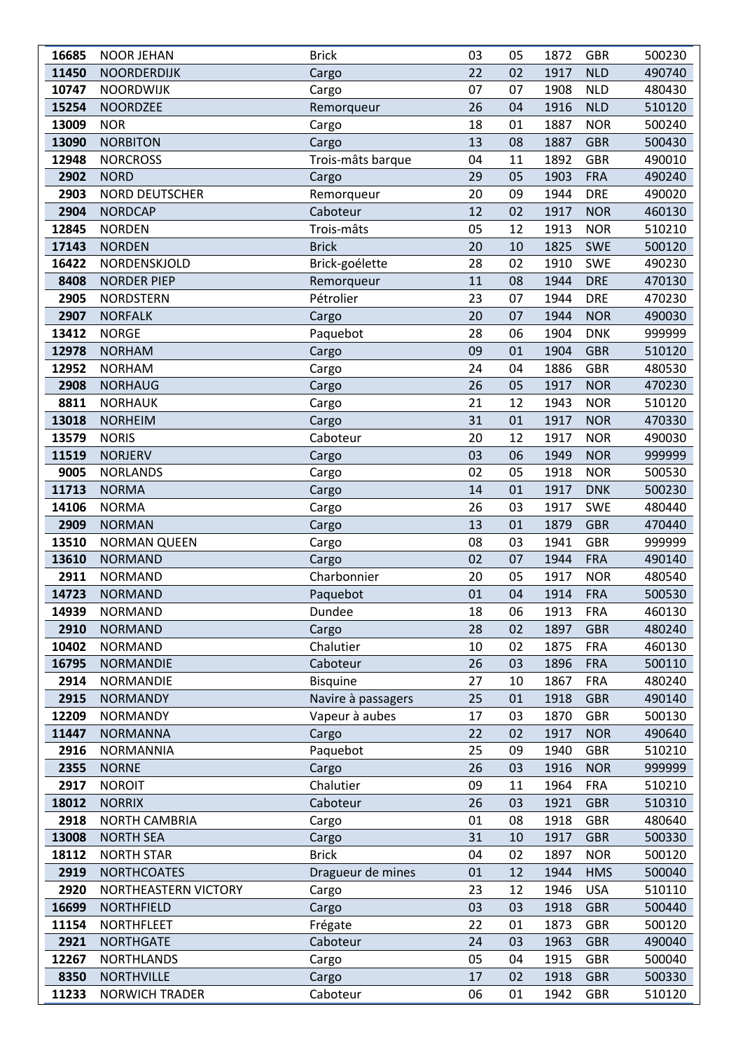| 16685 | NOOR JEHAN | Brick | 03 | 05 | 1872 | GBR | 500230 |
|---|---|---|---|---|---|---|---|
| 11450 | NOORDERDIJK | Cargo | 22 | 02 | 1917 | NLD | 490740 |
| 10747 | NOORDWIJK | Cargo | 07 | 07 | 1908 | NLD | 480430 |
| 15254 | NOORDZEE | Remorqueur | 26 | 04 | 1916 | NLD | 510120 |
| 13009 | NOR | Cargo | 18 | 01 | 1887 | NOR | 500240 |
| 13090 | NORBITON | Cargo | 13 | 08 | 1887 | GBR | 500430 |
| 12948 | NORCROSS | Trois-mâts barque | 04 | 11 | 1892 | GBR | 490010 |
| 2902 | NORD | Cargo | 29 | 05 | 1903 | FRA | 490240 |
| 2903 | NORD DEUTSCHER | Remorqueur | 20 | 09 | 1944 | DRE | 490020 |
| 2904 | NORDCAP | Caboteur | 12 | 02 | 1917 | NOR | 460130 |
| 12845 | NORDEN | Trois-mâts | 05 | 12 | 1913 | NOR | 510210 |
| 17143 | NORDEN | Brick | 20 | 10 | 1825 | SWE | 500120 |
| 16422 | NORDENSKJOLD | Brick-goélette | 28 | 02 | 1910 | SWE | 490230 |
| 8408 | NORDER PIEP | Remorqueur | 11 | 08 | 1944 | DRE | 470130 |
| 2905 | NORDSTERN | Pétrolier | 23 | 07 | 1944 | DRE | 470230 |
| 2907 | NORFALK | Cargo | 20 | 07 | 1944 | NOR | 490030 |
| 13412 | NORGE | Paquebot | 28 | 06 | 1904 | DNK | 999999 |
| 12978 | NORHAM | Cargo | 09 | 01 | 1904 | GBR | 510120 |
| 12952 | NORHAM | Cargo | 24 | 04 | 1886 | GBR | 480530 |
| 2908 | NORHAUG | Cargo | 26 | 05 | 1917 | NOR | 470230 |
| 8811 | NORHAUK | Cargo | 21 | 12 | 1943 | NOR | 510120 |
| 13018 | NORHEIM | Cargo | 31 | 01 | 1917 | NOR | 470330 |
| 13579 | NORIS | Caboteur | 20 | 12 | 1917 | NOR | 490030 |
| 11519 | NORJERV | Cargo | 03 | 06 | 1949 | NOR | 999999 |
| 9005 | NORLANDS | Cargo | 02 | 05 | 1918 | NOR | 500530 |
| 11713 | NORMA | Cargo | 14 | 01 | 1917 | DNK | 500230 |
| 14106 | NORMA | Cargo | 26 | 03 | 1917 | SWE | 480440 |
| 2909 | NORMAN | Cargo | 13 | 01 | 1879 | GBR | 470440 |
| 13510 | NORMAN QUEEN | Cargo | 08 | 03 | 1941 | GBR | 999999 |
| 13610 | NORMAND | Cargo | 02 | 07 | 1944 | FRA | 490140 |
| 2911 | NORMAND | Charbonnier | 20 | 05 | 1917 | NOR | 480540 |
| 14723 | NORMAND | Paquebot | 01 | 04 | 1914 | FRA | 500530 |
| 14939 | NORMAND | Dundee | 18 | 06 | 1913 | FRA | 460130 |
| 2910 | NORMAND | Cargo | 28 | 02 | 1897 | GBR | 480240 |
| 10402 | NORMAND | Chalutier | 10 | 02 | 1875 | FRA | 460130 |
| 16795 | NORMANDIE | Caboteur | 26 | 03 | 1896 | FRA | 500110 |
| 2914 | NORMANDIE | Bisquine | 27 | 10 | 1867 | FRA | 480240 |
| 2915 | NORMANDY | Navire à passagers | 25 | 01 | 1918 | GBR | 490140 |
| 12209 | NORMANDY | Vapeur à aubes | 17 | 03 | 1870 | GBR | 500130 |
| 11447 | NORMANNA | Cargo | 22 | 02 | 1917 | NOR | 490640 |
| 2916 | NORMANNIA | Paquebot | 25 | 09 | 1940 | GBR | 510210 |
| 2355 | NORNE | Cargo | 26 | 03 | 1916 | NOR | 999999 |
| 2917 | NOROIT | Chalutier | 09 | 11 | 1964 | FRA | 510210 |
| 18012 | NORRIX | Caboteur | 26 | 03 | 1921 | GBR | 510310 |
| 2918 | NORTH CAMBRIA | Cargo | 01 | 08 | 1918 | GBR | 480640 |
| 13008 | NORTH SEA | Cargo | 31 | 10 | 1917 | GBR | 500330 |
| 18112 | NORTH STAR | Brick | 04 | 02 | 1897 | NOR | 500120 |
| 2919 | NORTHCOATES | Dragueur de mines | 01 | 12 | 1944 | HMS | 500040 |
| 2920 | NORTHEASTERN VICTORY | Cargo | 23 | 12 | 1946 | USA | 510110 |
| 16699 | NORTHFIELD | Cargo | 03 | 03 | 1918 | GBR | 500440 |
| 11154 | NORTHFLEET | Frégate | 22 | 01 | 1873 | GBR | 500120 |
| 2921 | NORTHGATE | Caboteur | 24 | 03 | 1963 | GBR | 490040 |
| 12267 | NORTHLANDS | Cargo | 05 | 04 | 1915 | GBR | 500040 |
| 8350 | NORTHVILLE | Cargo | 17 | 02 | 1918 | GBR | 500330 |
| 11233 | NORWICH TRADER | Caboteur | 06 | 01 | 1942 | GBR | 510120 |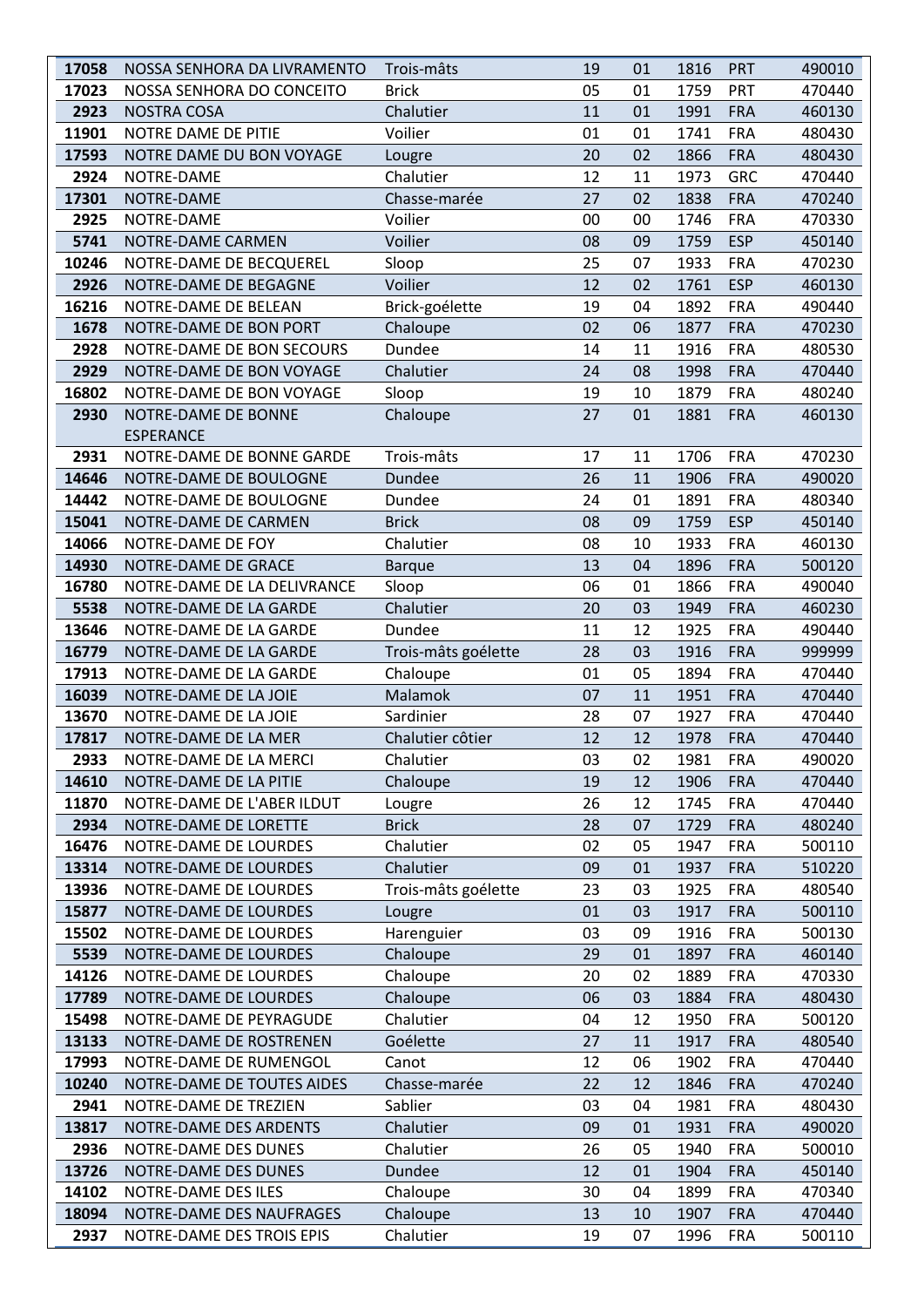| | | | | | | | |
|---|---|---|---|---|---|---|---|
| 17058 | NOSSA SENHORA DA LIVRAMENTO | Trois-mâts | 19 | 01 | 1816 | PRT | 490010 |
| 17023 | NOSSA SENHORA DO CONCEITO | Brick | 05 | 01 | 1759 | PRT | 470440 |
| 2923 | NOSTRA COSA | Chalutier | 11 | 01 | 1991 | FRA | 460130 |
| 11901 | NOTRE DAME DE PITIE | Voilier | 01 | 01 | 1741 | FRA | 480430 |
| 17593 | NOTRE DAME DU BON VOYAGE | Lougre | 20 | 02 | 1866 | FRA | 480430 |
| 2924 | NOTRE-DAME | Chalutier | 12 | 11 | 1973 | GRC | 470440 |
| 17301 | NOTRE-DAME | Chasse-marée | 27 | 02 | 1838 | FRA | 470240 |
| 2925 | NOTRE-DAME | Voilier | 00 | 00 | 1746 | FRA | 470330 |
| 5741 | NOTRE-DAME CARMEN | Voilier | 08 | 09 | 1759 | ESP | 450140 |
| 10246 | NOTRE-DAME DE BECQUEREL | Sloop | 25 | 07 | 1933 | FRA | 470230 |
| 2926 | NOTRE-DAME DE BEGAGNE | Voilier | 12 | 02 | 1761 | ESP | 460130 |
| 16216 | NOTRE-DAME DE BELEAN | Brick-goélette | 19 | 04 | 1892 | FRA | 490440 |
| 1678 | NOTRE-DAME DE BON PORT | Chaloupe | 02 | 06 | 1877 | FRA | 470230 |
| 2928 | NOTRE-DAME DE BON SECOURS | Dundee | 14 | 11 | 1916 | FRA | 480530 |
| 2929 | NOTRE-DAME DE BON VOYAGE | Chalutier | 24 | 08 | 1998 | FRA | 470440 |
| 16802 | NOTRE-DAME DE BON VOYAGE | Sloop | 19 | 10 | 1879 | FRA | 480240 |
| 2930 | NOTRE-DAME DE BONNE ESPERANCE | Chaloupe | 27 | 01 | 1881 | FRA | 460130 |
| 2931 | NOTRE-DAME DE BONNE GARDE | Trois-mâts | 17 | 11 | 1706 | FRA | 470230 |
| 14646 | NOTRE-DAME DE BOULOGNE | Dundee | 26 | 11 | 1906 | FRA | 490020 |
| 14442 | NOTRE-DAME DE BOULOGNE | Dundee | 24 | 01 | 1891 | FRA | 480340 |
| 15041 | NOTRE-DAME DE CARMEN | Brick | 08 | 09 | 1759 | ESP | 450140 |
| 14066 | NOTRE-DAME DE FOY | Chalutier | 08 | 10 | 1933 | FRA | 460130 |
| 14930 | NOTRE-DAME DE GRACE | Barque | 13 | 04 | 1896 | FRA | 500120 |
| 16780 | NOTRE-DAME DE LA DELIVRANCE | Sloop | 06 | 01 | 1866 | FRA | 490040 |
| 5538 | NOTRE-DAME DE LA GARDE | Chalutier | 20 | 03 | 1949 | FRA | 460230 |
| 13646 | NOTRE-DAME DE LA GARDE | Dundee | 11 | 12 | 1925 | FRA | 490440 |
| 16779 | NOTRE-DAME DE LA GARDE | Trois-mâts goélette | 28 | 03 | 1916 | FRA | 999999 |
| 17913 | NOTRE-DAME DE LA GARDE | Chaloupe | 01 | 05 | 1894 | FRA | 470440 |
| 16039 | NOTRE-DAME DE LA JOIE | Malamok | 07 | 11 | 1951 | FRA | 470440 |
| 13670 | NOTRE-DAME DE LA JOIE | Sardinier | 28 | 07 | 1927 | FRA | 470440 |
| 17817 | NOTRE-DAME DE LA MER | Chalutier côtier | 12 | 12 | 1978 | FRA | 470440 |
| 2933 | NOTRE-DAME DE LA MERCI | Chalutier | 03 | 02 | 1981 | FRA | 490020 |
| 14610 | NOTRE-DAME DE LA PITIE | Chaloupe | 19 | 12 | 1906 | FRA | 470440 |
| 11870 | NOTRE-DAME DE L'ABER ILDUT | Lougre | 26 | 12 | 1745 | FRA | 470440 |
| 2934 | NOTRE-DAME DE LORETTE | Brick | 28 | 07 | 1729 | FRA | 480240 |
| 16476 | NOTRE-DAME DE LOURDES | Chalutier | 02 | 05 | 1947 | FRA | 500110 |
| 13314 | NOTRE-DAME DE LOURDES | Chalutier | 09 | 01 | 1937 | FRA | 510220 |
| 13936 | NOTRE-DAME DE LOURDES | Trois-mâts goélette | 23 | 03 | 1925 | FRA | 480540 |
| 15877 | NOTRE-DAME DE LOURDES | Lougre | 01 | 03 | 1917 | FRA | 500110 |
| 15502 | NOTRE-DAME DE LOURDES | Harenguier | 03 | 09 | 1916 | FRA | 500130 |
| 5539 | NOTRE-DAME DE LOURDES | Chaloupe | 29 | 01 | 1897 | FRA | 460140 |
| 14126 | NOTRE-DAME DE LOURDES | Chaloupe | 20 | 02 | 1889 | FRA | 470330 |
| 17789 | NOTRE-DAME DE LOURDES | Chaloupe | 06 | 03 | 1884 | FRA | 480430 |
| 15498 | NOTRE-DAME DE PEYRAGUDE | Chalutier | 04 | 12 | 1950 | FRA | 500120 |
| 13133 | NOTRE-DAME DE ROSTRENEN | Goélette | 27 | 11 | 1917 | FRA | 480540 |
| 17993 | NOTRE-DAME DE RUMENGOL | Canot | 12 | 06 | 1902 | FRA | 470440 |
| 10240 | NOTRE-DAME DE TOUTES AIDES | Chasse-marée | 22 | 12 | 1846 | FRA | 470240 |
| 2941 | NOTRE-DAME DE TREZIEN | Sablier | 03 | 04 | 1981 | FRA | 480430 |
| 13817 | NOTRE-DAME DES ARDENTS | Chalutier | 09 | 01 | 1931 | FRA | 490020 |
| 2936 | NOTRE-DAME DES DUNES | Chalutier | 26 | 05 | 1940 | FRA | 500010 |
| 13726 | NOTRE-DAME DES DUNES | Dundee | 12 | 01 | 1904 | FRA | 450140 |
| 14102 | NOTRE-DAME DES ILES | Chaloupe | 30 | 04 | 1899 | FRA | 470340 |
| 18094 | NOTRE-DAME DES NAUFRAGES | Chaloupe | 13 | 10 | 1907 | FRA | 470440 |
| 2937 | NOTRE-DAME DES TROIS EPIS | Chalutier | 19 | 07 | 1996 | FRA | 500110 |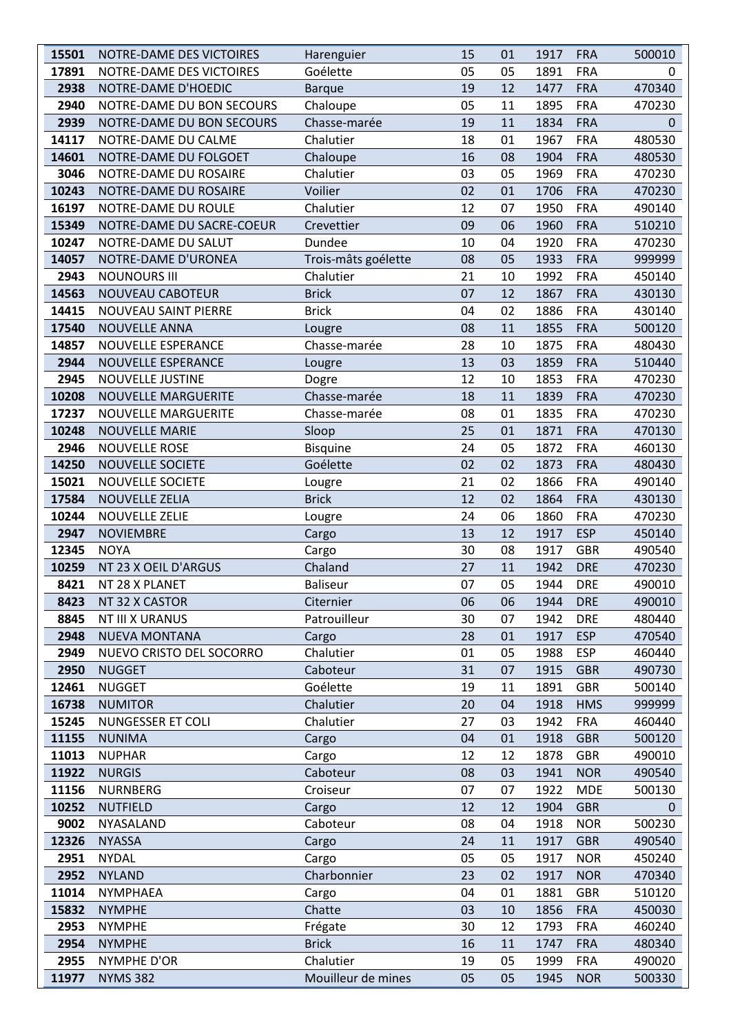| 15501 | NOTRE-DAME DES VICTOIRES | Harenguier | 15 | 01 | 1917 | FRA | 500010 |
|---|---|---|---|---|---|---|---|
| 17891 | NOTRE-DAME DES VICTOIRES | Goélette | 05 | 05 | 1891 | FRA | 0 |
| 2938 | NOTRE-DAME D'HOEDIC | Barque | 19 | 12 | 1477 | FRA | 470340 |
| 2940 | NOTRE-DAME DU BON SECOURS | Chaloupe | 05 | 11 | 1895 | FRA | 470230 |
| 2939 | NOTRE-DAME DU BON SECOURS | Chasse-marée | 19 | 11 | 1834 | FRA | 0 |
| 14117 | NOTRE-DAME DU CALME | Chalutier | 18 | 01 | 1967 | FRA | 480530 |
| 14601 | NOTRE-DAME DU FOLGOET | Chaloupe | 16 | 08 | 1904 | FRA | 480530 |
| 3046 | NOTRE-DAME DU ROSAIRE | Chalutier | 03 | 05 | 1969 | FRA | 470230 |
| 10243 | NOTRE-DAME DU ROSAIRE | Voilier | 02 | 01 | 1706 | FRA | 470230 |
| 16197 | NOTRE-DAME DU ROULE | Chalutier | 12 | 07 | 1950 | FRA | 490140 |
| 15349 | NOTRE-DAME DU SACRE-COEUR | Crevettier | 09 | 06 | 1960 | FRA | 510210 |
| 10247 | NOTRE-DAME DU SALUT | Dundee | 10 | 04 | 1920 | FRA | 470230 |
| 14057 | NOTRE-DAME D'URONEA | Trois-mâts goélette | 08 | 05 | 1933 | FRA | 999999 |
| 2943 | NOUNOURS III | Chalutier | 21 | 10 | 1992 | FRA | 450140 |
| 14563 | NOUVEAU CABOTEUR | Brick | 07 | 12 | 1867 | FRA | 430130 |
| 14415 | NOUVEAU SAINT PIERRE | Brick | 04 | 02 | 1886 | FRA | 430140 |
| 17540 | NOUVELLE ANNA | Lougre | 08 | 11 | 1855 | FRA | 500120 |
| 14857 | NOUVELLE ESPERANCE | Chasse-marée | 28 | 10 | 1875 | FRA | 480430 |
| 2944 | NOUVELLE ESPERANCE | Lougre | 13 | 03 | 1859 | FRA | 510440 |
| 2945 | NOUVELLE JUSTINE | Dogre | 12 | 10 | 1853 | FRA | 470230 |
| 10208 | NOUVELLE MARGUERITE | Chasse-marée | 18 | 11 | 1839 | FRA | 470230 |
| 17237 | NOUVELLE MARGUERITE | Chasse-marée | 08 | 01 | 1835 | FRA | 470230 |
| 10248 | NOUVELLE MARIE | Sloop | 25 | 01 | 1871 | FRA | 470130 |
| 2946 | NOUVELLE ROSE | Bisquine | 24 | 05 | 1872 | FRA | 460130 |
| 14250 | NOUVELLE SOCIETE | Goélette | 02 | 02 | 1873 | FRA | 480430 |
| 15021 | NOUVELLE SOCIETE | Lougre | 21 | 02 | 1866 | FRA | 490140 |
| 17584 | NOUVELLE ZELIA | Brick | 12 | 02 | 1864 | FRA | 430130 |
| 10244 | NOUVELLE ZELIE | Lougre | 24 | 06 | 1860 | FRA | 470230 |
| 2947 | NOVIEMBRE | Cargo | 13 | 12 | 1917 | ESP | 450140 |
| 12345 | NOYA | Cargo | 30 | 08 | 1917 | GBR | 490540 |
| 10259 | NT 23 X OEIL D'ARGUS | Chaland | 27 | 11 | 1942 | DRE | 470230 |
| 8421 | NT 28 X PLANET | Baliseur | 07 | 05 | 1944 | DRE | 490010 |
| 8423 | NT 32 X CASTOR | Citernier | 06 | 06 | 1944 | DRE | 490010 |
| 8845 | NT III X URANUS | Patrouilleur | 30 | 07 | 1942 | DRE | 480440 |
| 2948 | NUEVA MONTANA | Cargo | 28 | 01 | 1917 | ESP | 470540 |
| 2949 | NUEVO CRISTO DEL SOCORRO | Chalutier | 01 | 05 | 1988 | ESP | 460440 |
| 2950 | NUGGET | Caboteur | 31 | 07 | 1915 | GBR | 490730 |
| 12461 | NUGGET | Goélette | 19 | 11 | 1891 | GBR | 500140 |
| 16738 | NUMITOR | Chalutier | 20 | 04 | 1918 | HMS | 999999 |
| 15245 | NUNGESSER ET COLI | Chalutier | 27 | 03 | 1942 | FRA | 460440 |
| 11155 | NUNIMA | Cargo | 04 | 01 | 1918 | GBR | 500120 |
| 11013 | NUPHAR | Cargo | 12 | 12 | 1878 | GBR | 490010 |
| 11922 | NURGIS | Caboteur | 08 | 03 | 1941 | NOR | 490540 |
| 11156 | NURNBERG | Croiseur | 07 | 07 | 1922 | MDE | 500130 |
| 10252 | NUTFIELD | Cargo | 12 | 12 | 1904 | GBR | 0 |
| 9002 | NYASALAND | Caboteur | 08 | 04 | 1918 | NOR | 500230 |
| 12326 | NYASSA | Cargo | 24 | 11 | 1917 | GBR | 490540 |
| 2951 | NYDAL | Cargo | 05 | 05 | 1917 | NOR | 450240 |
| 2952 | NYLAND | Charbonnier | 23 | 02 | 1917 | NOR | 470340 |
| 11014 | NYMPHAEA | Cargo | 04 | 01 | 1881 | GBR | 510120 |
| 15832 | NYMPHE | Chatte | 03 | 10 | 1856 | FRA | 450030 |
| 2953 | NYMPHE | Frégate | 30 | 12 | 1793 | FRA | 460240 |
| 2954 | NYMPHE | Brick | 16 | 11 | 1747 | FRA | 480340 |
| 2955 | NYMPHE D'OR | Chalutier | 19 | 05 | 1999 | FRA | 490020 |
| 11977 | NYMS 382 | Mouilleur de mines | 05 | 05 | 1945 | NOR | 500330 |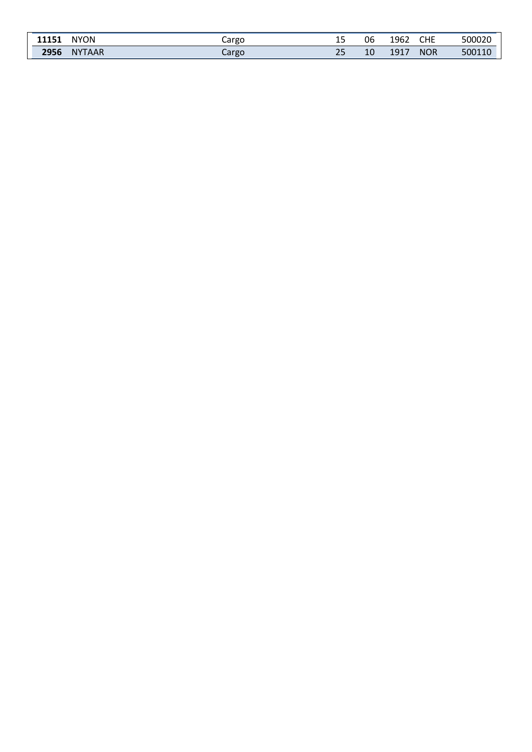| | | | | | | | |
|---|---|---|---|---|---|---|---|
| **11151** | NYON | Cargo | 15 | 06 | 1962 | CHE | 500020 |
| **2956** | NYTAAR | Cargo | 25 | 10 | 1917 | NOR | 500110 |